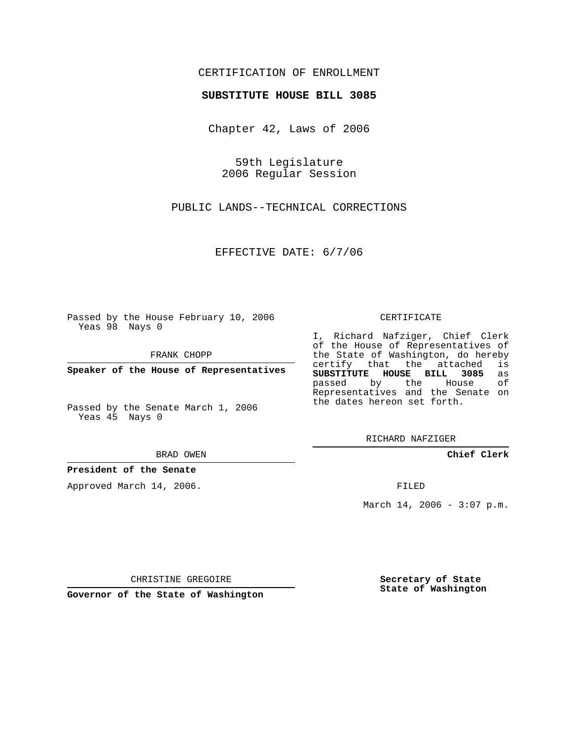CERTIFICATION OF ENROLLMENT

**SUBSTITUTE HOUSE BILL 3085**

Chapter 42, Laws of 2006

59th Legislature
2006 Regular Session

PUBLIC LANDS--TECHNICAL CORRECTIONS

EFFECTIVE DATE: 6/7/06

Passed by the House February 10, 2006
Yeas 98 Nays 0

FRANK CHOPP

**Speaker of the House of Representatives**

Passed by the Senate March 1, 2006
Yeas 45 Nays 0

BRAD OWEN

**President of the Senate**

Approved March 14, 2006.

CHRISTINE GREGOIRE

**Governor of the State of Washington**

CERTIFICATE

I, Richard Nafziger, Chief Clerk of the House of Representatives of the State of Washington, do hereby certify that the attached is **SUBSTITUTE HOUSE BILL 3085** as passed by the House of Representatives and the Senate on the dates hereon set forth.

RICHARD NAFZIGER

**Chief Clerk**

FILED

March 14, 2006 - 3:07 p.m.

**Secretary of State**
**State of Washington**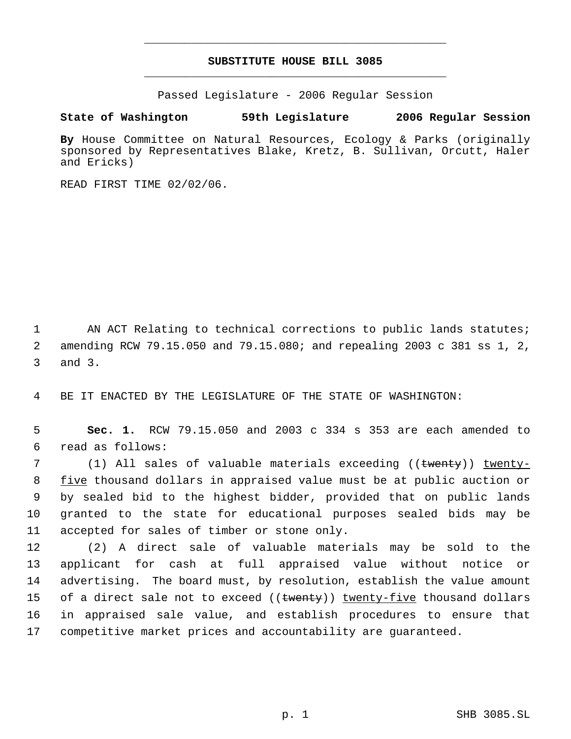# SUBSTITUTE HOUSE BILL 3085

Passed Legislature - 2006 Regular Session

**State of Washington 59th Legislature 2006 Regular Session**

**By** House Committee on Natural Resources, Ecology & Parks (originally sponsored by Representatives Blake, Kretz, B. Sullivan, Orcutt, Haler and Ericks)

READ FIRST TIME 02/02/06.

1 AN ACT Relating to technical corrections to public lands statutes;
2 amending RCW 79.15.050 and 79.15.080; and repealing 2003 c 381 ss 1, 2,
3 and 3.

4 BE IT ENACTED BY THE LEGISLATURE OF THE STATE OF WASHINGTON:

5 **Sec. 1.** RCW 79.15.050 and 2003 c 334 s 353 are each amended to
6 read as follows:

7 (1) All sales of valuable materials exceeding ((~~twenty~~)) <u>twenty-</u>
8 <u>five</u> thousand dollars in appraised value must be at public auction or
9 by sealed bid to the highest bidder, provided that on public lands
10 granted to the state for educational purposes sealed bids may be
11 accepted for sales of timber or stone only.

12 (2) A direct sale of valuable materials may be sold to the
13 applicant for cash at full appraised value without notice or
14 advertising. The board must, by resolution, establish the value amount
15 of a direct sale not to exceed ((~~twenty~~)) <u>twenty-five</u> thousand dollars
16 in appraised sale value, and establish procedures to ensure that
17 competitive market prices and accountability are guaranteed.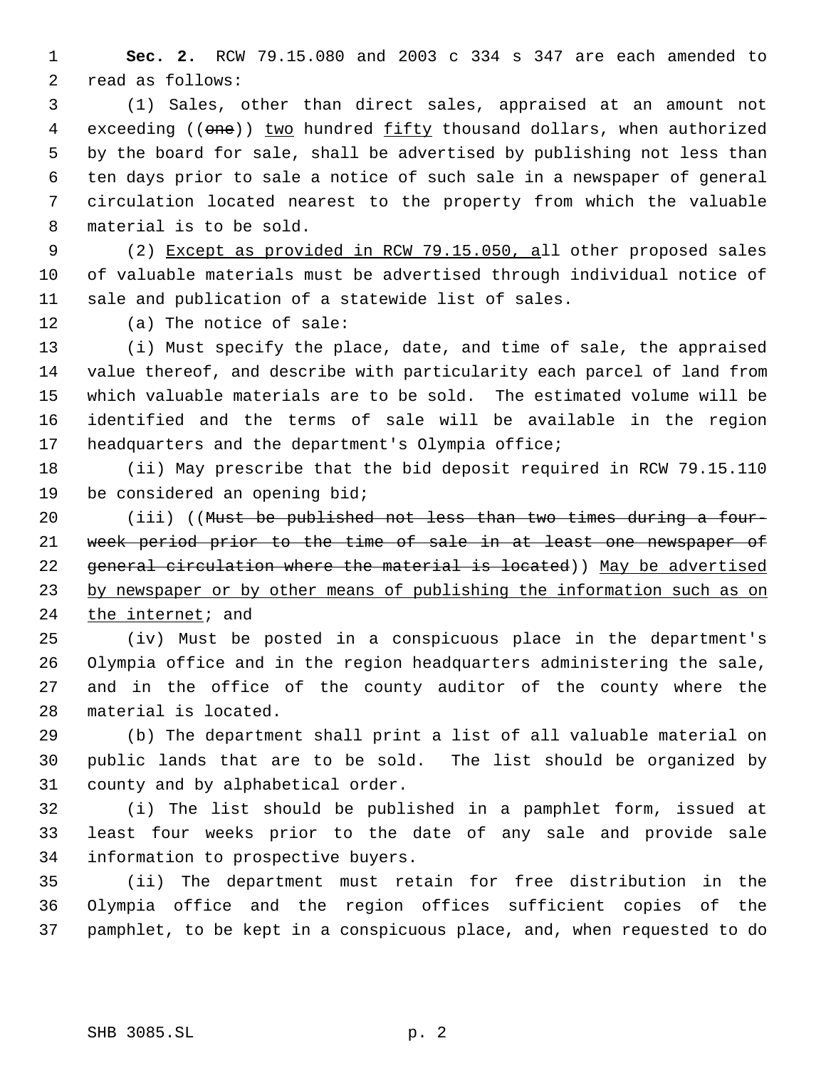**Sec. 2.** RCW 79.15.080 and 2003 c 334 s 347 are each amended to read as follows:

(1) Sales, other than direct sales, appraised at an amount not exceeding ((~~one~~)) <u>two</u> hundred <u>fifty</u> thousand dollars, when authorized by the board for sale, shall be advertised by publishing not less than ten days prior to sale a notice of such sale in a newspaper of general circulation located nearest to the property from which the valuable material is to be sold.

(2) <u>Except as provided in RCW 79.15.050, a</u>ll other proposed sales of valuable materials must be advertised through individual notice of sale and publication of a statewide list of sales.

(a) The notice of sale:

(i) Must specify the place, date, and time of sale, the appraised value thereof, and describe with particularity each parcel of land from which valuable materials are to be sold. The estimated volume will be identified and the terms of sale will be available in the region headquarters and the department's Olympia office;

(ii) May prescribe that the bid deposit required in RCW 79.15.110 be considered an opening bid;

(iii) ((~~Must be published not less than two times during a four-week period prior to the time of sale in at least one newspaper of general circulation where the material is located~~)) <u>May be advertised by newspaper or by other means of publishing the information such as on the internet</u>; and

(iv) Must be posted in a conspicuous place in the department's Olympia office and in the region headquarters administering the sale, and in the office of the county auditor of the county where the material is located.

(b) The department shall print a list of all valuable material on public lands that are to be sold. The list should be organized by county and by alphabetical order.

(i) The list should be published in a pamphlet form, issued at least four weeks prior to the date of any sale and provide sale information to prospective buyers.

(ii) The department must retain for free distribution in the Olympia office and the region offices sufficient copies of the pamphlet, to be kept in a conspicuous place, and, when requested to do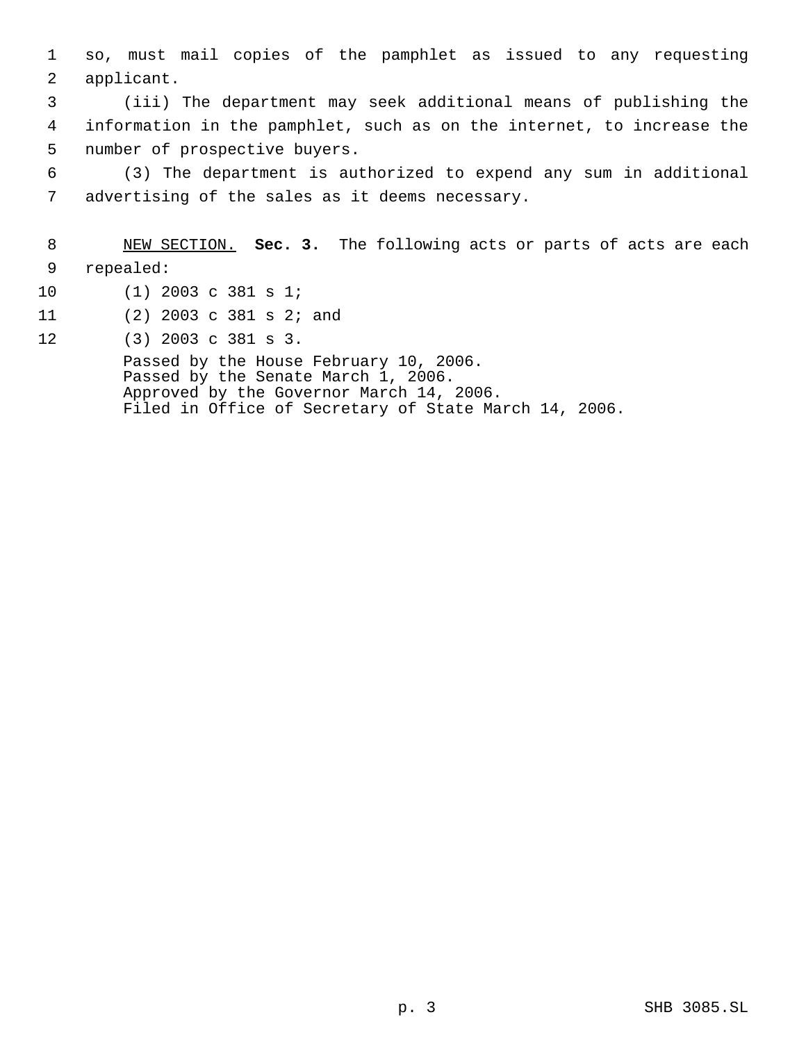so, must mail copies of the pamphlet as issued to any requesting applicant.

(iii) The department may seek additional means of publishing the information in the pamphlet, such as on the internet, to increase the number of prospective buyers.

(3) The department is authorized to expend any sum in additional advertising of the sales as it deems necessary.

NEW SECTION. **Sec. 3.** The following acts or parts of acts are each repealed:

(1) 2003 c 381 s 1;

(2) 2003 c 381 s 2; and

(3) 2003 c 381 s 3.

Passed by the House February 10, 2006.
Passed by the Senate March 1, 2006.
Approved by the Governor March 14, 2006.
Filed in Office of Secretary of State March 14, 2006.